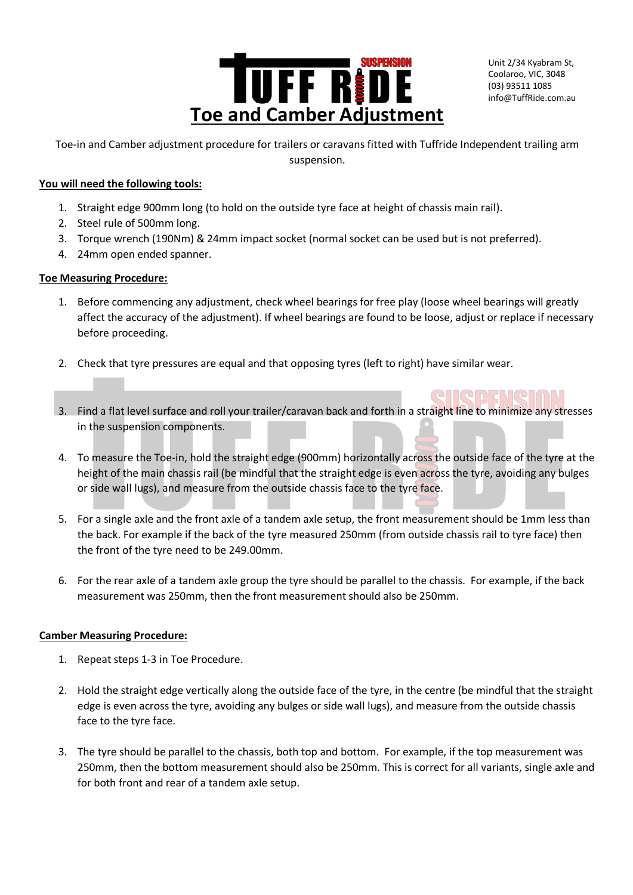# Toe and Camber Adjustment

Unit 2/34 Kyabram St,
Coolaroo, VIC, 3048
(03) 93511 1085
info@TuffRide.com.au

Toe-in and Camber adjustment procedure for trailers or caravans fitted with Tuffride Independent trailing arm suspension.

**You will need the following tools:**

1. Straight edge 900mm long (to hold on the outside tyre face at height of chassis main rail).
2. Steel rule of 500mm long.
3. Torque wrench (190Nm) & 24mm impact socket (normal socket can be used but is not preferred).
4. 24mm open ended spanner.

**Toe Measuring Procedure:**

1. Before commencing any adjustment, check wheel bearings for free play (loose wheel bearings will greatly affect the accuracy of the adjustment). If wheel bearings are found to be loose, adjust or replace if necessary before proceeding.

2. Check that tyre pressures are equal and that opposing tyres (left to right) have similar wear.

3. Find a flat level surface and roll your trailer/caravan back and forth in a straight line to minimize any stresses in the suspension components.

4. To measure the Toe-in, hold the straight edge (900mm) horizontally across the outside face of the tyre at the height of the main chassis rail (be mindful that the straight edge is even across the tyre, avoiding any bulges or side wall lugs), and measure from the outside chassis face to the tyre face.

5. For a single axle and the front axle of a tandem axle setup, the front measurement should be 1mm less than the back. For example if the back of the tyre measured 250mm (from outside chassis rail to tyre face) then the front of the tyre need to be 249.00mm.

6. For the rear axle of a tandem axle group the tyre should be parallel to the chassis. For example, if the back measurement was 250mm, then the front measurement should also be 250mm.

**Camber Measuring Procedure:**

1. Repeat steps 1-3 in Toe Procedure.

2. Hold the straight edge vertically along the outside face of the tyre, in the centre (be mindful that the straight edge is even across the tyre, avoiding any bulges or side wall lugs), and measure from the outside chassis face to the tyre face.

3. The tyre should be parallel to the chassis, both top and bottom. For example, if the top measurement was 250mm, then the bottom measurement should also be 250mm. This is correct for all variants, single axle and for both front and rear of a tandem axle setup.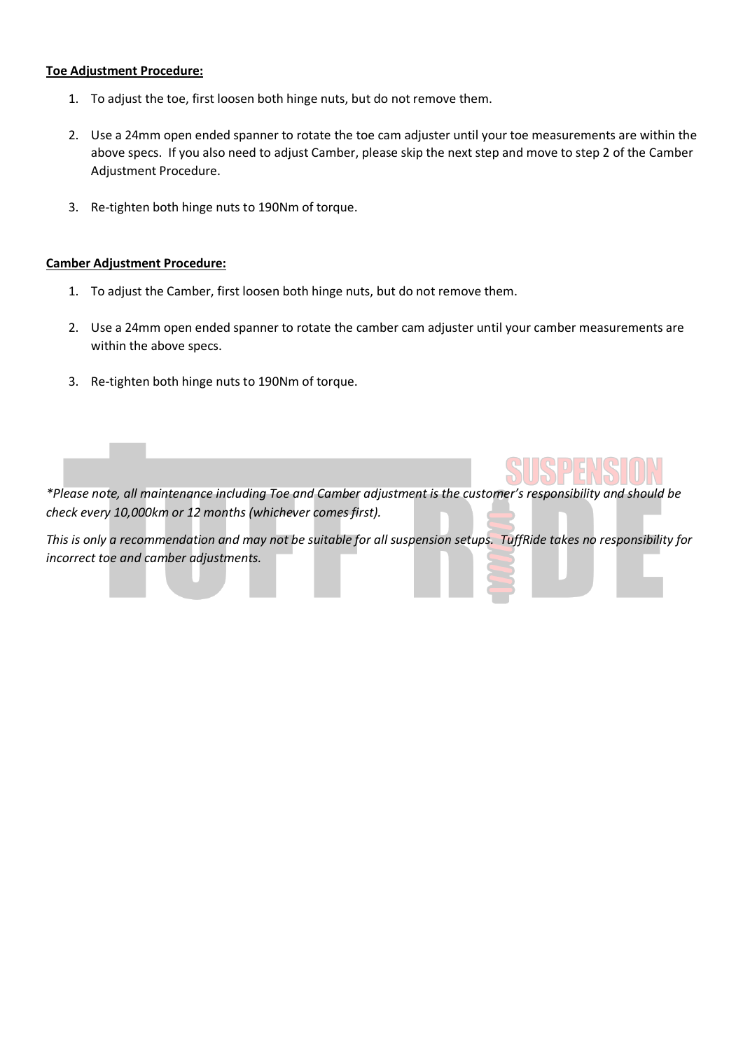**Toe Adjustment Procedure:**

1. To adjust the toe, first loosen both hinge nuts, but do not remove them.

2. Use a 24mm open ended spanner to rotate the toe cam adjuster until your toe measurements are within the above specs. If you also need to adjust Camber, please skip the next step and move to step 2 of the Camber Adjustment Procedure.

3. Re-tighten both hinge nuts to 190Nm of torque.

**Camber Adjustment Procedure:**

1. To adjust the Camber, first loosen both hinge nuts, but do not remove them.

2. Use a 24mm open ended spanner to rotate the camber cam adjuster until your camber measurements are within the above specs.

3. Re-tighten both hinge nuts to 190Nm of torque.

*\*Please note, all maintenance including Toe and Camber adjustment is the customer's responsibility and should be check every 10,000km or 12 months (whichever comes first).*

*This is only a recommendation and may not be suitable for all suspension setups. TuffRide takes no responsibility for incorrect toe and camber adjustments.*